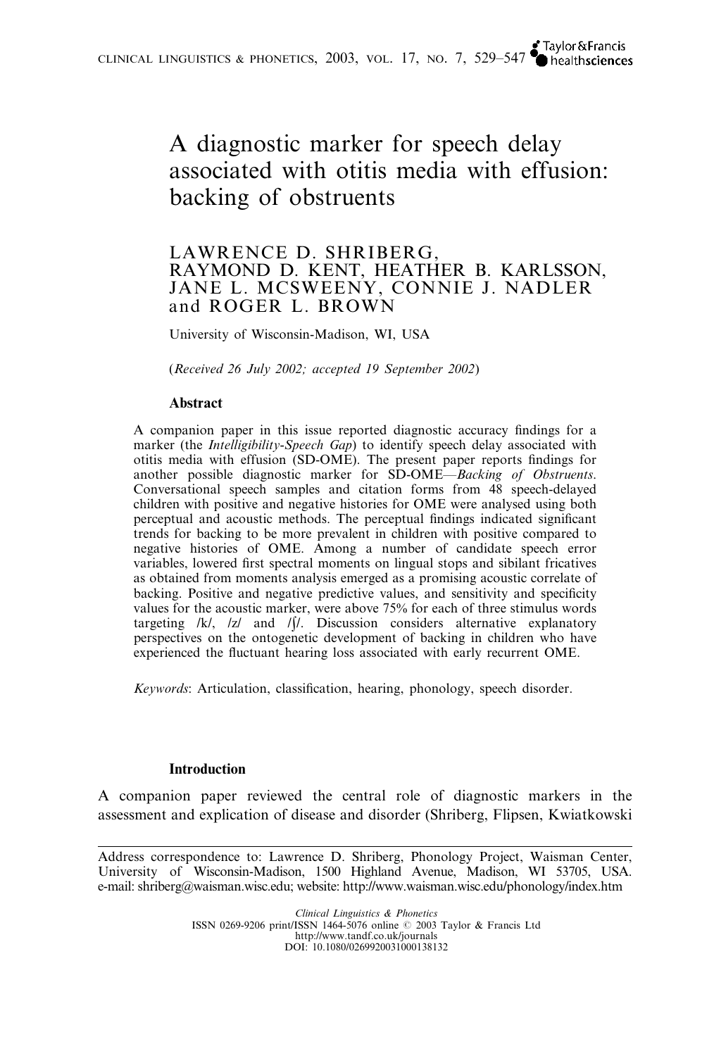# A diagnostic marker for speech delay associated with otitis media with effusion: backing of obstruents

LAWRENCE D. SHRIBERG, RAYMOND D. KENT, HEATHER B. KARLSSON, JANE L. MCSWEENY, CONNIE J. NADLER and ROGER L. BROWN

University of Wisconsin-Madison, WI, USA

(*Received 26 July 2002; accepted 19 September 2002*)

### Abstract

A companion paper in this issue reported diagnostic accuracy findings for a marker (the *Intelligibility-Speech Gap*) to identify speech delay associated with otitis media with effusion (SD-OME). The present paper reports findings for another possible diagnostic marker for SD-OME—*Backing of Obstruents*. Conversational speech samples and citation forms from 48 speech-delayed children with positive and negative histories for OME were analysed using both perceptual and acoustic methods. The perceptual findings indicated significant trends for backing to be more prevalent in children with positive compared to negative histories of OME. Among a number of candidate speech error variables, lowered first spectral moments on lingual stops and sibilant fricatives as obtained from moments analysis emerged as a promising acoustic correlate of backing. Positive and negative predictive values, and sensitivity and specificity values for the acoustic marker, were above 75% for each of three stimulus words targeting /k/, /z/ and /ʃ/. Discussion considers alternative explanatory perspectives on the ontogenetic development of backing in children who have experienced the fluctuant hearing loss associated with early recurrent OME.

*Keywords*: Articulation, classification, hearing, phonology, speech disorder.

### Introduction

A companion paper reviewed the central role of diagnostic markers in the assessment and explication of disease and disorder (Shriberg, Flipsen, Kwiatkowski

---

Address correspondence to: Lawrence D. Shriberg, Phonology Project, Waisman Center, University of Wisconsin-Madison, 1500 Highland Avenue, Madison, WI 53705, USA. e-mail: shriberg@waisman.wisc.edu; website: http://www.waisman.wisc.edu/phonology/index.htm

Clinical Linguistics & Phonetics
ISSN 0269-9206 print/ISSN 1464-5076 online © 2003 Taylor & Francis Ltd
http://www.tandf.co.uk/journals
DOI: 10.1080/0269920031000138132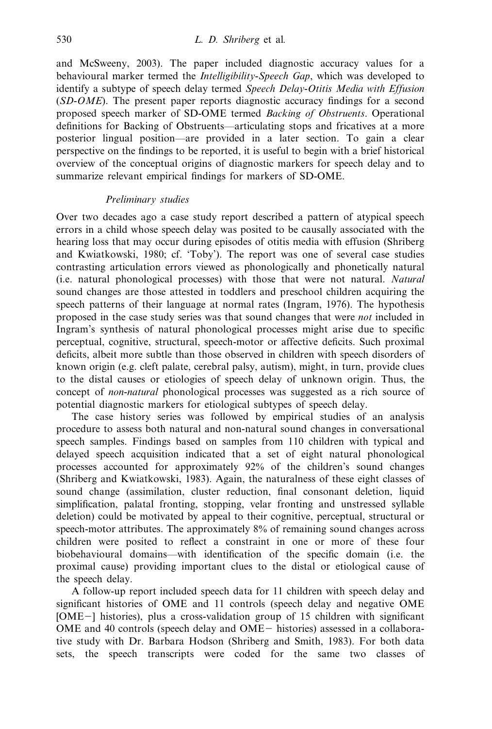and McSweeny, 2003). The paper included diagnostic accuracy values for a behavioural marker termed the *Intelligibility-Speech Gap*, which was developed to identify a subtype of speech delay termed *Speech Delay-Otitis Media with Effusion* (*SD-OME*). The present paper reports diagnostic accuracy findings for a second proposed speech marker of SD-OME termed *Backing of Obstruents*. Operational definitions for Backing of Obstruents—articulating stops and fricatives at a more posterior lingual position—are provided in a later section. To gain a clear perspective on the findings to be reported, it is useful to begin with a brief historical overview of the conceptual origins of diagnostic markers for speech delay and to summarize relevant empirical findings for markers of SD-OME.

### *Preliminary studies*

Over two decades ago a case study report described a pattern of atypical speech errors in a child whose speech delay was posited to be causally associated with the hearing loss that may occur during episodes of otitis media with effusion (Shriberg and Kwiatkowski, 1980; cf. 'Toby'). The report was one of several case studies contrasting articulation errors viewed as phonologically and phonetically natural (i.e. natural phonological processes) with those that were not natural. *Natural* sound changes are those attested in toddlers and preschool children acquiring the speech patterns of their language at normal rates (Ingram, 1976). The hypothesis proposed in the case study series was that sound changes that were *not* included in Ingram's synthesis of natural phonological processes might arise due to specific perceptual, cognitive, structural, speech-motor or affective deficits. Such proximal deficits, albeit more subtle than those observed in children with speech disorders of known origin (e.g. cleft palate, cerebral palsy, autism), might, in turn, provide clues to the distal causes or etiologies of speech delay of unknown origin. Thus, the concept of *non-natural* phonological processes was suggested as a rich source of potential diagnostic markers for etiological subtypes of speech delay.

The case history series was followed by empirical studies of an analysis procedure to assess both natural and non-natural sound changes in conversational speech samples. Findings based on samples from 110 children with typical and delayed speech acquisition indicated that a set of eight natural phonological processes accounted for approximately 92% of the children's sound changes (Shriberg and Kwiatkowski, 1983). Again, the naturalness of these eight classes of sound change (assimilation, cluster reduction, final consonant deletion, liquid simplification, palatal fronting, stopping, velar fronting and unstressed syllable deletion) could be motivated by appeal to their cognitive, perceptual, structural or speech-motor attributes. The approximately 8% of remaining sound changes across children were posited to reflect a constraint in one or more of these four biobehavioural domains—with identification of the specific domain (i.e. the proximal cause) providing important clues to the distal or etiological cause of the speech delay.

A follow-up report included speech data for 11 children with speech delay and significant histories of OME and 11 controls (speech delay and negative OME [OME−] histories), plus a cross-validation group of 15 children with significant OME and 40 controls (speech delay and OME− histories) assessed in a collaborative study with Dr. Barbara Hodson (Shriberg and Smith, 1983). For both data sets, the speech transcripts were coded for the same two classes of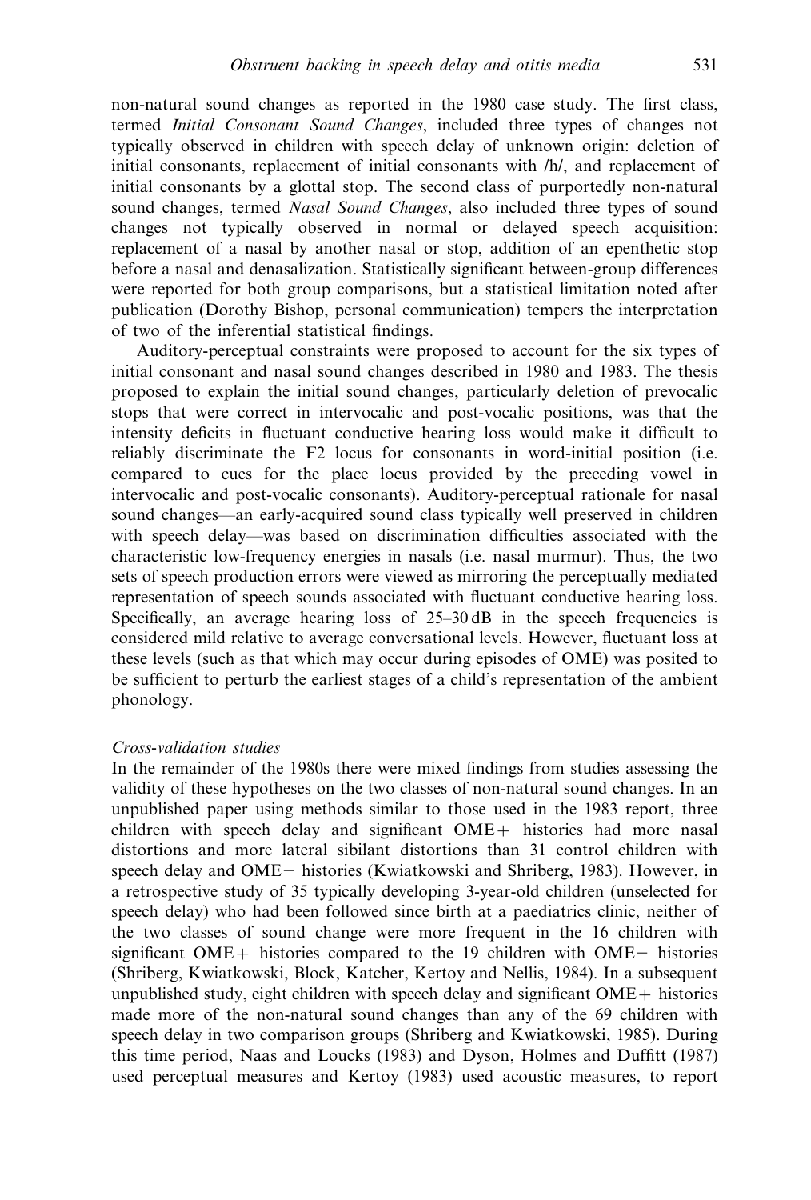non-natural sound changes as reported in the 1980 case study. The first class, termed *Initial Consonant Sound Changes*, included three types of changes not typically observed in children with speech delay of unknown origin: deletion of initial consonants, replacement of initial consonants with /h/, and replacement of initial consonants by a glottal stop. The second class of purportedly non-natural sound changes, termed *Nasal Sound Changes*, also included three types of sound changes not typically observed in normal or delayed speech acquisition: replacement of a nasal by another nasal or stop, addition of an epenthetic stop before a nasal and denasalization. Statistically significant between-group differences were reported for both group comparisons, but a statistical limitation noted after publication (Dorothy Bishop, personal communication) tempers the interpretation of two of the inferential statistical findings.

Auditory-perceptual constraints were proposed to account for the six types of initial consonant and nasal sound changes described in 1980 and 1983. The thesis proposed to explain the initial sound changes, particularly deletion of prevocalic stops that were correct in intervocalic and post-vocalic positions, was that the intensity deficits in fluctuant conductive hearing loss would make it difficult to reliably discriminate the F2 locus for consonants in word-initial position (i.e. compared to cues for the place locus provided by the preceding vowel in intervocalic and post-vocalic consonants). Auditory-perceptual rationale for nasal sound changes—an early-acquired sound class typically well preserved in children with speech delay—was based on discrimination difficulties associated with the characteristic low-frequency energies in nasals (i.e. nasal murmur). Thus, the two sets of speech production errors were viewed as mirroring the perceptually mediated representation of speech sounds associated with fluctuant conductive hearing loss. Specifically, an average hearing loss of 25–30 dB in the speech frequencies is considered mild relative to average conversational levels. However, fluctuant loss at these levels (such as that which may occur during episodes of OME) was posited to be sufficient to perturb the earliest stages of a child's representation of the ambient phonology.

*Cross-validation studies*

In the remainder of the 1980s there were mixed findings from studies assessing the validity of these hypotheses on the two classes of non-natural sound changes. In an unpublished paper using methods similar to those used in the 1983 report, three children with speech delay and significant OME+ histories had more nasal distortions and more lateral sibilant distortions than 31 control children with speech delay and OME− histories (Kwiatkowski and Shriberg, 1983). However, in a retrospective study of 35 typically developing 3-year-old children (unselected for speech delay) who had been followed since birth at a paediatrics clinic, neither of the two classes of sound change were more frequent in the 16 children with significant OME+ histories compared to the 19 children with OME− histories (Shriberg, Kwiatkowski, Block, Katcher, Kertoy and Nellis, 1984). In a subsequent unpublished study, eight children with speech delay and significant OME+ histories made more of the non-natural sound changes than any of the 69 children with speech delay in two comparison groups (Shriberg and Kwiatkowski, 1985). During this time period, Naas and Loucks (1983) and Dyson, Holmes and Duffitt (1987) used perceptual measures and Kertoy (1983) used acoustic measures, to report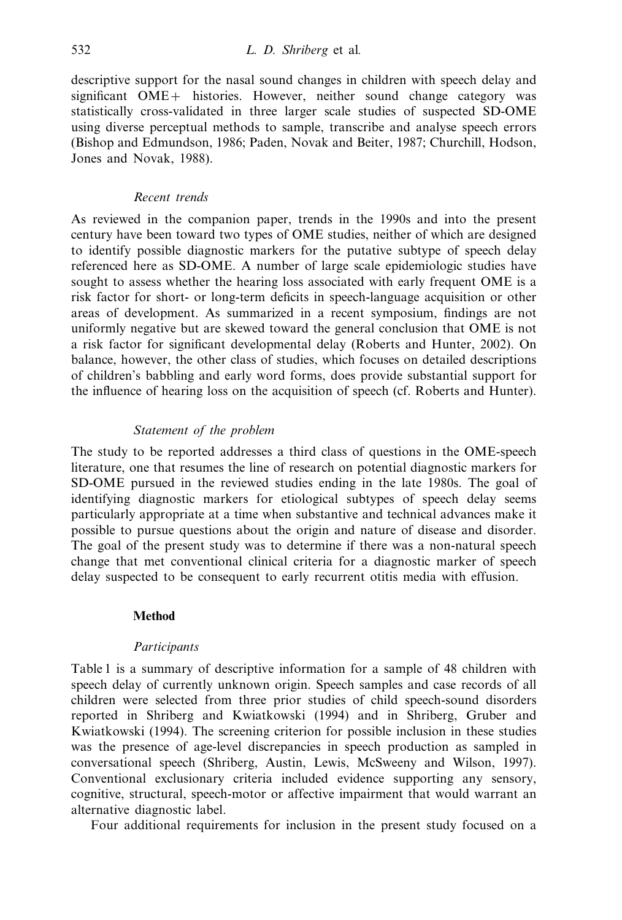descriptive support for the nasal sound changes in children with speech delay and significant OME+ histories. However, neither sound change category was statistically cross-validated in three larger scale studies of suspected SD-OME using diverse perceptual methods to sample, transcribe and analyse speech errors (Bishop and Edmundson, 1986; Paden, Novak and Beiter, 1987; Churchill, Hodson, Jones and Novak, 1988).

### *Recent trends*

As reviewed in the companion paper, trends in the 1990s and into the present century have been toward two types of OME studies, neither of which are designed to identify possible diagnostic markers for the putative subtype of speech delay referenced here as SD-OME. A number of large scale epidemiologic studies have sought to assess whether the hearing loss associated with early frequent OME is a risk factor for short- or long-term deficits in speech-language acquisition or other areas of development. As summarized in a recent symposium, findings are not uniformly negative but are skewed toward the general conclusion that OME is not a risk factor for significant developmental delay (Roberts and Hunter, 2002). On balance, however, the other class of studies, which focuses on detailed descriptions of children's babbling and early word forms, does provide substantial support for the influence of hearing loss on the acquisition of speech (cf. Roberts and Hunter).

### *Statement of the problem*

The study to be reported addresses a third class of questions in the OME-speech literature, one that resumes the line of research on potential diagnostic markers for SD-OME pursued in the reviewed studies ending in the late 1980s. The goal of identifying diagnostic markers for etiological subtypes of speech delay seems particularly appropriate at a time when substantive and technical advances make it possible to pursue questions about the origin and nature of disease and disorder. The goal of the present study was to determine if there was a non-natural speech change that met conventional clinical criteria for a diagnostic marker of speech delay suspected to be consequent to early recurrent otitis media with effusion.

## **Method**

### *Participants*

Table 1 is a summary of descriptive information for a sample of 48 children with speech delay of currently unknown origin. Speech samples and case records of all children were selected from three prior studies of child speech-sound disorders reported in Shriberg and Kwiatkowski (1994) and in Shriberg, Gruber and Kwiatkowski (1994). The screening criterion for possible inclusion in these studies was the presence of age-level discrepancies in speech production as sampled in conversational speech (Shriberg, Austin, Lewis, McSweeny and Wilson, 1997). Conventional exclusionary criteria included evidence supporting any sensory, cognitive, structural, speech-motor or affective impairment that would warrant an alternative diagnostic label.

Four additional requirements for inclusion in the present study focused on a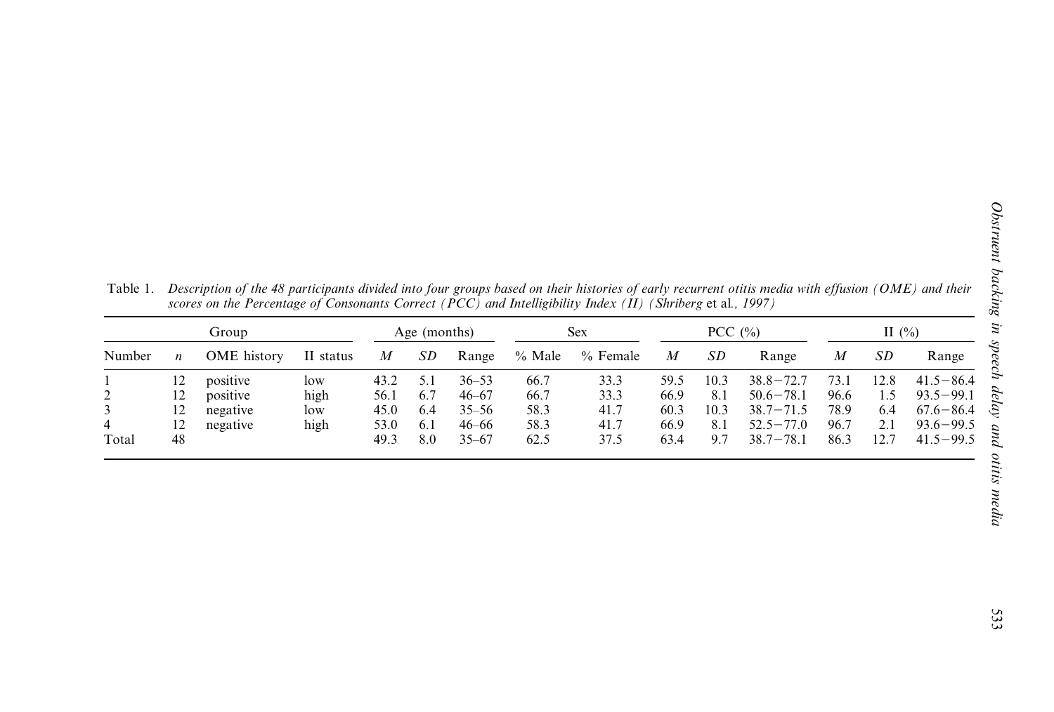Table 1. *Description of the 48 participants divided into four groups based on their histories of early recurrent otitis media with effusion (OME) and their scores on the Percentage of Consonants Correct (PCC) and Intelligibility Index (II) (Shriberg* et al.*, 1997)*

| Group | | | | Age (months) | | | Sex | | PCC (%) | | | II (%) | | |
|---|---|---|---|---|---|---|---|---|---|---|---|---|---|---|
| Number | *n* | OME history | II status | *M* | *SD* | Range | % Male | % Female | *M* | *SD* | Range | *M* | *SD* | Range |
| 1 | 12 | positive | low | 43.2 | 5.1 | 36–53 | 66.7 | 33.3 | 59.5 | 10.3 | 38.8−72.7 | 73.1 | 12.8 | 41.5−86.4 |
| 2 | 12 | positive | high | 56.1 | 6.7 | 46–67 | 66.7 | 33.3 | 66.9 | 8.1 | 50.6−78.1 | 96.6 | 1.5 | 93.5−99.1 |
| 3 | 12 | negative | low | 45.0 | 6.4 | 35–56 | 58.3 | 41.7 | 60.3 | 10.3 | 38.7−71.5 | 78.9 | 6.4 | 67.6−86.4 |
| 4 | 12 | negative | high | 53.0 | 6.1 | 46–66 | 58.3 | 41.7 | 66.9 | 8.1 | 52.5−77.0 | 96.7 | 2.1 | 93.6−99.5 |
| Total | 48 | | | 49.3 | 8.0 | 35–67 | 62.5 | 37.5 | 63.4 | 9.7 | 38.7−78.1 | 86.3 | 12.7 | 41.5−99.5 |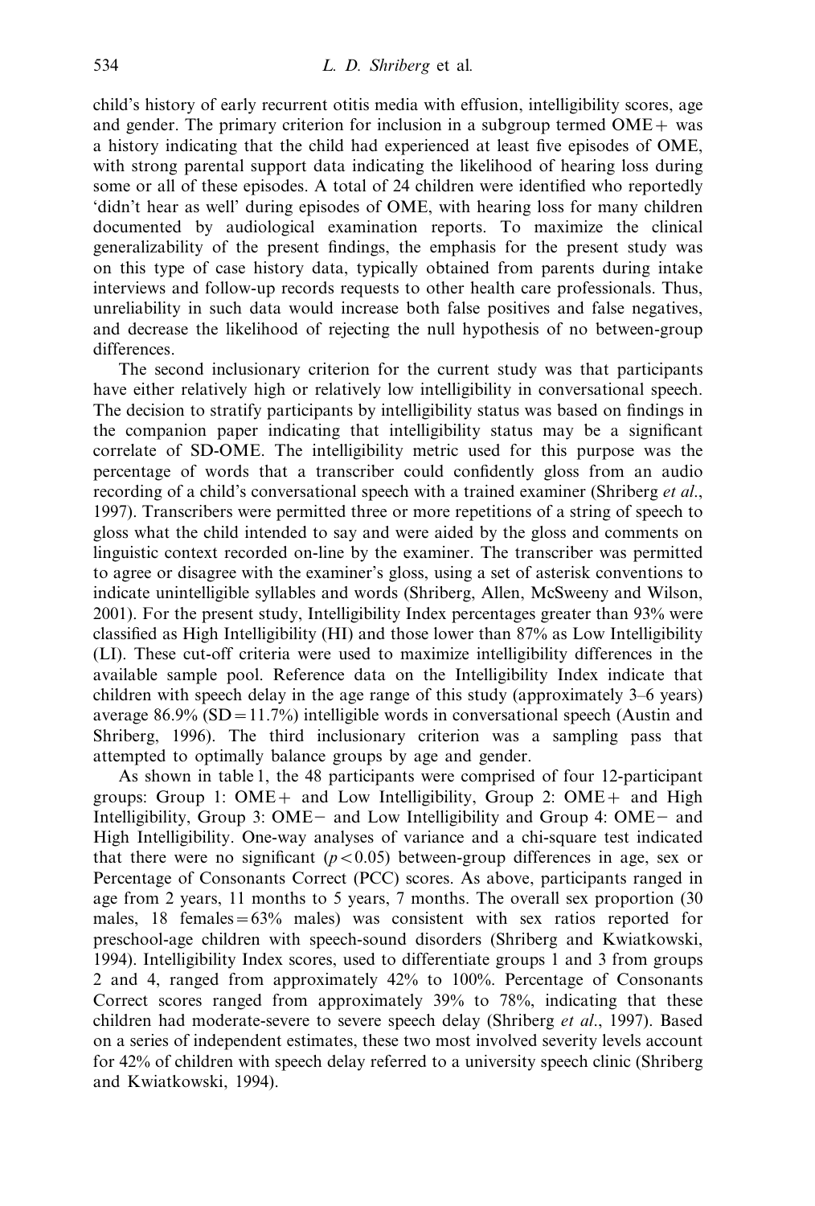child's history of early recurrent otitis media with effusion, intelligibility scores, age and gender. The primary criterion for inclusion in a subgroup termed OME+ was a history indicating that the child had experienced at least five episodes of OME, with strong parental support data indicating the likelihood of hearing loss during some or all of these episodes. A total of 24 children were identified who reportedly 'didn't hear as well' during episodes of OME, with hearing loss for many children documented by audiological examination reports. To maximize the clinical generalizability of the present findings, the emphasis for the present study was on this type of case history data, typically obtained from parents during intake interviews and follow-up records requests to other health care professionals. Thus, unreliability in such data would increase both false positives and false negatives, and decrease the likelihood of rejecting the null hypothesis of no between-group differences.

The second inclusionary criterion for the current study was that participants have either relatively high or relatively low intelligibility in conversational speech. The decision to stratify participants by intelligibility status was based on findings in the companion paper indicating that intelligibility status may be a significant correlate of SD-OME. The intelligibility metric used for this purpose was the percentage of words that a transcriber could confidently gloss from an audio recording of a child's conversational speech with a trained examiner (Shriberg *et al.*, 1997). Transcribers were permitted three or more repetitions of a string of speech to gloss what the child intended to say and were aided by the gloss and comments on linguistic context recorded on-line by the examiner. The transcriber was permitted to agree or disagree with the examiner's gloss, using a set of asterisk conventions to indicate unintelligible syllables and words (Shriberg, Allen, McSweeny and Wilson, 2001). For the present study, Intelligibility Index percentages greater than 93% were classified as High Intelligibility (HI) and those lower than 87% as Low Intelligibility (LI). These cut-off criteria were used to maximize intelligibility differences in the available sample pool. Reference data on the Intelligibility Index indicate that children with speech delay in the age range of this study (approximately 3–6 years) average 86.9% (SD = 11.7%) intelligible words in conversational speech (Austin and Shriberg, 1996). The third inclusionary criterion was a sampling pass that attempted to optimally balance groups by age and gender.

As shown in table 1, the 48 participants were comprised of four 12-participant groups: Group 1: OME+ and Low Intelligibility, Group 2: OME+ and High Intelligibility, Group 3: OME− and Low Intelligibility and Group 4: OME− and High Intelligibility. One-way analyses of variance and a chi-square test indicated that there were no significant ($p < 0.05$) between-group differences in age, sex or Percentage of Consonants Correct (PCC) scores. As above, participants ranged in age from 2 years, 11 months to 5 years, 7 months. The overall sex proportion (30 males, 18 females = 63% males) was consistent with sex ratios reported for preschool-age children with speech-sound disorders (Shriberg and Kwiatkowski, 1994). Intelligibility Index scores, used to differentiate groups 1 and 3 from groups 2 and 4, ranged from approximately 42% to 100%. Percentage of Consonants Correct scores ranged from approximately 39% to 78%, indicating that these children had moderate-severe to severe speech delay (Shriberg *et al.*, 1997). Based on a series of independent estimates, these two most involved severity levels account for 42% of children with speech delay referred to a university speech clinic (Shriberg and Kwiatkowski, 1994).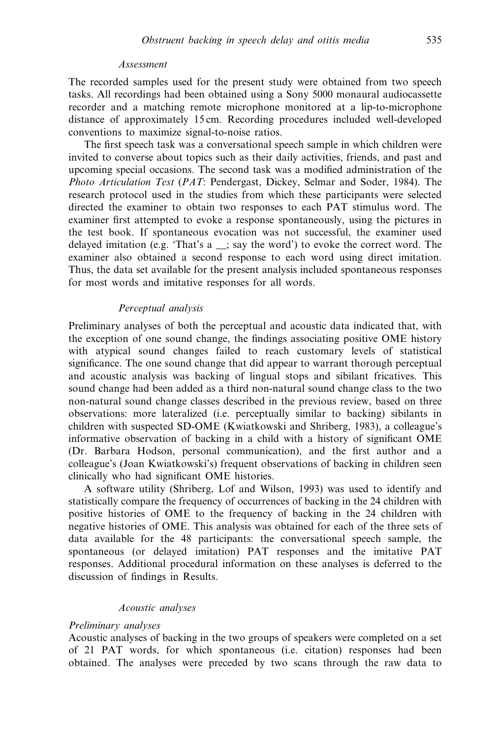### *Assessment*

The recorded samples used for the present study were obtained from two speech tasks. All recordings had been obtained using a Sony 5000 monaural audiocassette recorder and a matching remote microphone monitored at a lip-to-microphone distance of approximately 15 cm. Recording procedures included well-developed conventions to maximize signal-to-noise ratios.

The first speech task was a conversational speech sample in which children were invited to converse about topics such as their daily activities, friends, and past and upcoming special occasions. The second task was a modified administration of the *Photo Articulation Test* (*PAT*: Pendergast, Dickey, Selmar and Soder, 1984). The research protocol used in the studies from which these participants were selected directed the examiner to obtain two responses to each PAT stimulus word. The examiner first attempted to evoke a response spontaneously, using the pictures in the test book. If spontaneous evocation was not successful, the examiner used delayed imitation (e.g. 'That's a __; say the word') to evoke the correct word. The examiner also obtained a second response to each word using direct imitation. Thus, the data set available for the present analysis included spontaneous responses for most words and imitative responses for all words.

### *Perceptual analysis*

Preliminary analyses of both the perceptual and acoustic data indicated that, with the exception of one sound change, the findings associating positive OME history with atypical sound changes failed to reach customary levels of statistical significance. The one sound change that did appear to warrant thorough perceptual and acoustic analysis was backing of lingual stops and sibilant fricatives. This sound change had been added as a third non-natural sound change class to the two non-natural sound change classes described in the previous review, based on three observations: more lateralized (i.e. perceptually similar to backing) sibilants in children with suspected SD-OME (Kwiatkowski and Shriberg, 1983), a colleague's informative observation of backing in a child with a history of significant OME (Dr. Barbara Hodson, personal communication), and the first author and a colleague's (Joan Kwiatkowski's) frequent observations of backing in children seen clinically who had significant OME histories.

A software utility (Shriberg, Lof and Wilson, 1993) was used to identify and statistically compare the frequency of occurrences of backing in the 24 children with positive histories of OME to the frequency of backing in the 24 children with negative histories of OME. This analysis was obtained for each of the three sets of data available for the 48 participants: the conversational speech sample, the spontaneous (or delayed imitation) PAT responses and the imitative PAT responses. Additional procedural information on these analyses is deferred to the discussion of findings in Results.

### *Acoustic analyses*

#### *Preliminary analyses*

Acoustic analyses of backing in the two groups of speakers were completed on a set of 21 PAT words, for which spontaneous (i.e. citation) responses had been obtained. The analyses were preceded by two scans through the raw data to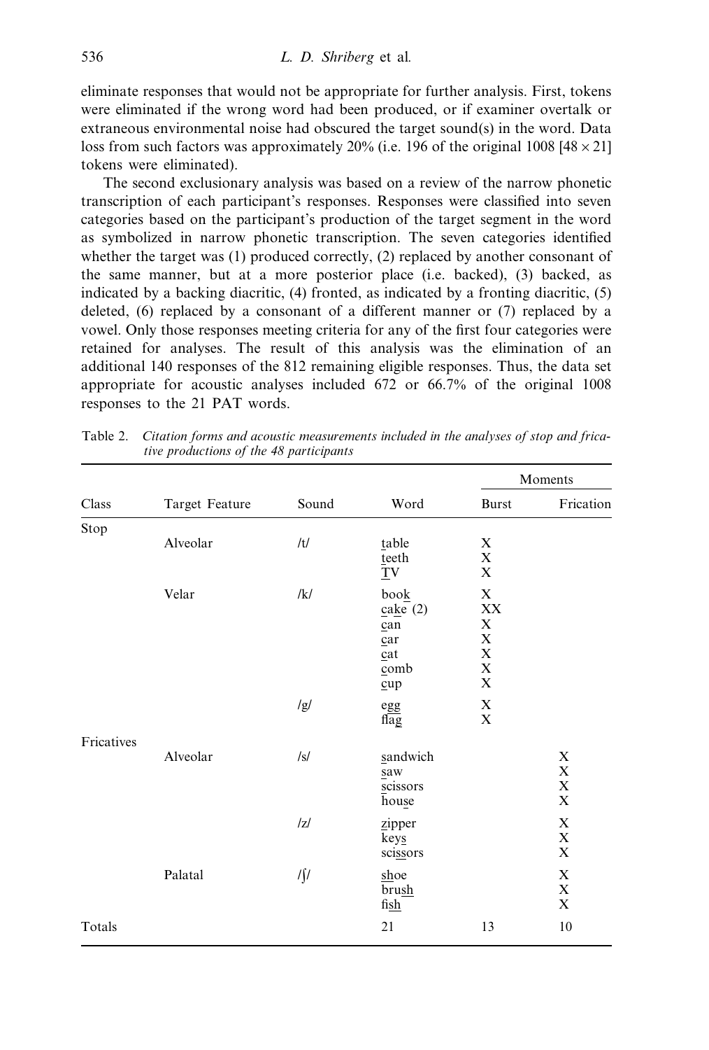eliminate responses that would not be appropriate for further analysis. First, tokens were eliminated if the wrong word had been produced, or if examiner overtalk or extraneous environmental noise had obscured the target sound(s) in the word. Data loss from such factors was approximately 20% (i.e. 196 of the original 1008 [$48 \times 21$] tokens were eliminated).

The second exclusionary analysis was based on a review of the narrow phonetic transcription of each participant's responses. Responses were classified into seven categories based on the participant's production of the target segment in the word as symbolized in narrow phonetic transcription. The seven categories identified whether the target was (1) produced correctly, (2) replaced by another consonant of the same manner, but at a more posterior place (i.e. backed), (3) backed, as indicated by a backing diacritic, (4) fronted, as indicated by a fronting diacritic, (5) deleted, (6) replaced by a consonant of a different manner or (7) replaced by a vowel. Only those responses meeting criteria for any of the first four categories were retained for analyses. The result of this analysis was the elimination of an additional 140 responses of the 812 remaining eligible responses. Thus, the data set appropriate for acoustic analyses included 672 or 66.7% of the original 1008 responses to the 21 PAT words.

Table 2. *Citation forms and acoustic measurements included in the analyses of stop and fricative productions of the 48 participants*

| Class | Target Feature | Sound | Word | Moments | |
|---|---|---|---|---|---|
| | | | | Burst | Frication |
| Stop | | | | | |
| | Alveolar | /t/ | table | X | |
| | | | teeth | X | |
| | | | TV | X | |
| | Velar | /k/ | book | X | |
| | | | cake (2) | XX | |
| | | | can | X | |
| | | | car | X | |
| | | | cat | X | |
| | | | comb | X | |
| | | | cup | X | |
| | | /g/ | egg | X | |
| | | | flag | X | |
| Fricatives | | | | | |
| | Alveolar | /s/ | sandwich | | X |
| | | | saw | | X |
| | | | scissors | | X |
| | | | house | | X |
| | | /z/ | zipper | | X |
| | | | keys | | X |
| | | | scissors | | X |
| | Palatal | /ʃ/ | shoe | | X |
| | | | brush | | X |
| | | | fish | | X |
| Totals | | | 21 | 13 | 10 |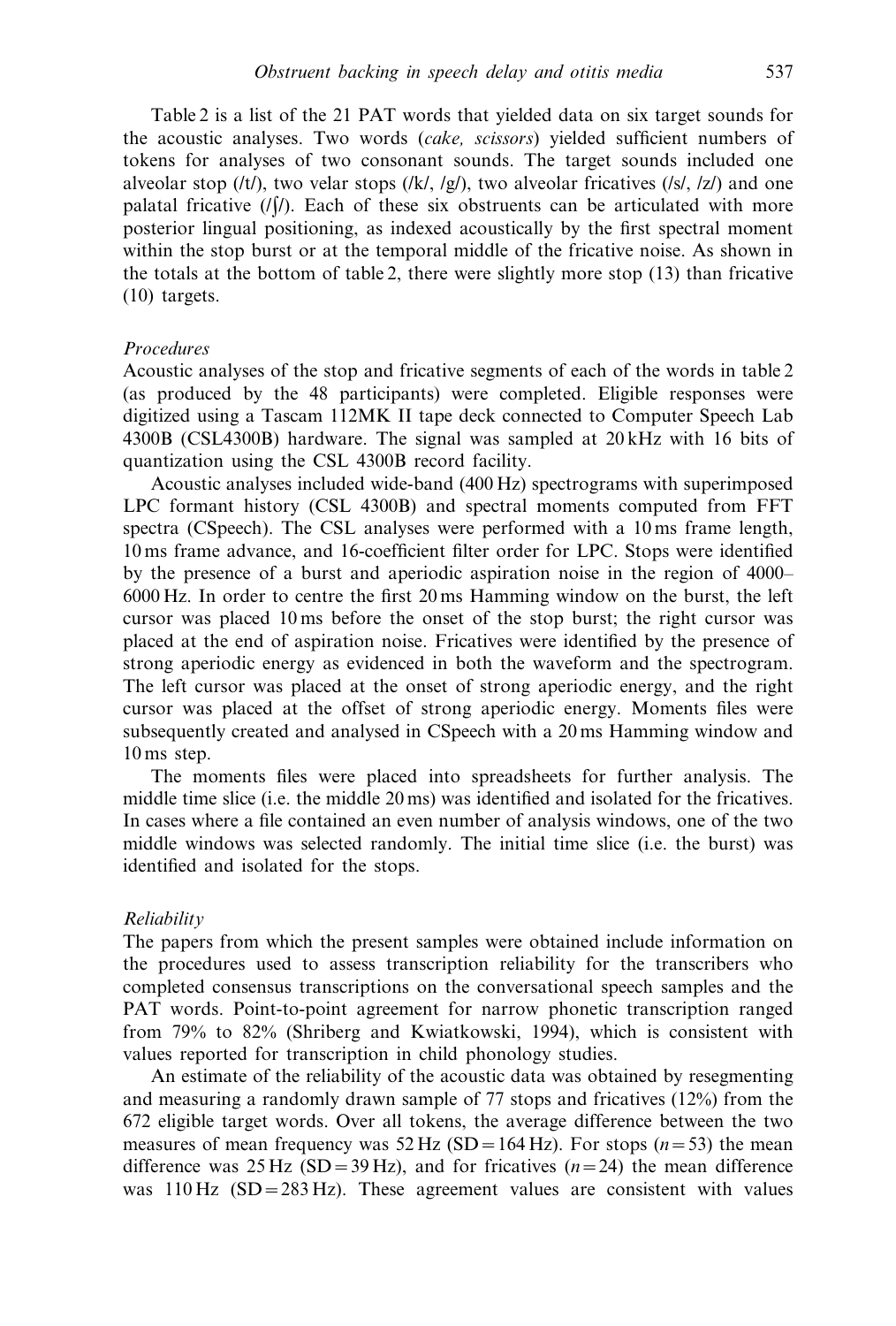Table 2 is a list of the 21 PAT words that yielded data on six target sounds for the acoustic analyses. Two words (*cake, scissors*) yielded sufficient numbers of tokens for analyses of two consonant sounds. The target sounds included one alveolar stop (/t/), two velar stops (/k/, /g/), two alveolar fricatives (/s/, /z/) and one palatal fricative (/ʃ/). Each of these six obstruents can be articulated with more posterior lingual positioning, as indexed acoustically by the first spectral moment within the stop burst or at the temporal middle of the fricative noise. As shown in the totals at the bottom of table 2, there were slightly more stop (13) than fricative (10) targets.

### *Procedures*

Acoustic analyses of the stop and fricative segments of each of the words in table 2 (as produced by the 48 participants) were completed. Eligible responses were digitized using a Tascam 112MK II tape deck connected to Computer Speech Lab 4300B (CSL4300B) hardware. The signal was sampled at 20 kHz with 16 bits of quantization using the CSL 4300B record facility.

Acoustic analyses included wide-band (400 Hz) spectrograms with superimposed LPC formant history (CSL 4300B) and spectral moments computed from FFT spectra (CSpeech). The CSL analyses were performed with a 10 ms frame length, 10 ms frame advance, and 16-coefficient filter order for LPC. Stops were identified by the presence of a burst and aperiodic aspiration noise in the region of 4000–6000 Hz. In order to centre the first 20 ms Hamming window on the burst, the left cursor was placed 10 ms before the onset of the stop burst; the right cursor was placed at the end of aspiration noise. Fricatives were identified by the presence of strong aperiodic energy as evidenced in both the waveform and the spectrogram. The left cursor was placed at the onset of strong aperiodic energy, and the right cursor was placed at the offset of strong aperiodic energy. Moments files were subsequently created and analysed in CSpeech with a 20 ms Hamming window and 10 ms step.

The moments files were placed into spreadsheets for further analysis. The middle time slice (i.e. the middle 20 ms) was identified and isolated for the fricatives. In cases where a file contained an even number of analysis windows, one of the two middle windows was selected randomly. The initial time slice (i.e. the burst) was identified and isolated for the stops.

### *Reliability*

The papers from which the present samples were obtained include information on the procedures used to assess transcription reliability for the transcribers who completed consensus transcriptions on the conversational speech samples and the PAT words. Point-to-point agreement for narrow phonetic transcription ranged from 79% to 82% (Shriberg and Kwiatkowski, 1994), which is consistent with values reported for transcription in child phonology studies.

An estimate of the reliability of the acoustic data was obtained by resegmenting and measuring a randomly drawn sample of 77 stops and fricatives (12%) from the 672 eligible target words. Over all tokens, the average difference between the two measures of mean frequency was 52 Hz (SD = 164 Hz). For stops ($n = 53$) the mean difference was 25 Hz (SD = 39 Hz), and for fricatives ($n = 24$) the mean difference was 110 Hz (SD = 283 Hz). These agreement values are consistent with values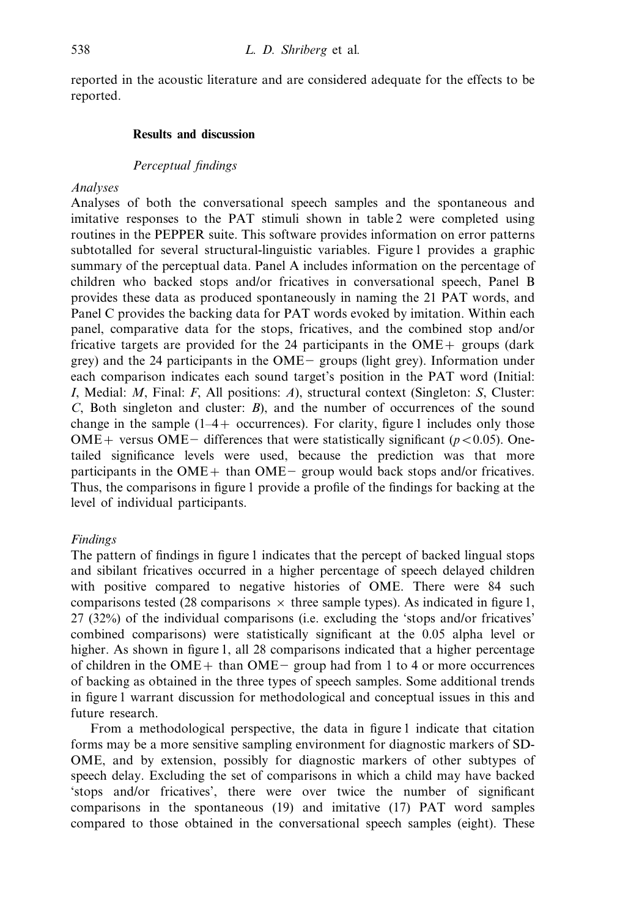reported in the acoustic literature and are considered adequate for the effects to be reported.

## Results and discussion

### *Perceptual findings*

#### *Analyses*

Analyses of both the conversational speech samples and the spontaneous and imitative responses to the PAT stimuli shown in table 2 were completed using routines in the PEPPER suite. This software provides information on error patterns subtotalled for several structural-linguistic variables. Figure 1 provides a graphic summary of the perceptual data. Panel A includes information on the percentage of children who backed stops and/or fricatives in conversational speech, Panel B provides these data as produced spontaneously in naming the 21 PAT words, and Panel C provides the backing data for PAT words evoked by imitation. Within each panel, comparative data for the stops, fricatives, and the combined stop and/or fricative targets are provided for the 24 participants in the OME+ groups (dark grey) and the 24 participants in the OME− groups (light grey). Information under each comparison indicates each sound target's position in the PAT word (Initial: *I*, Medial: *M*, Final: *F*, All positions: *A*), structural context (Singleton: *S*, Cluster: *C*, Both singleton and cluster: *B*), and the number of occurrences of the sound change in the sample (1–4+ occurrences). For clarity, figure 1 includes only those OME+ versus OME− differences that were statistically significant ($p < 0.05$). One-tailed significance levels were used, because the prediction was that more participants in the OME+ than OME− group would back stops and/or fricatives. Thus, the comparisons in figure 1 provide a profile of the findings for backing at the level of individual participants.

#### *Findings*

The pattern of findings in figure 1 indicates that the percept of backed lingual stops and sibilant fricatives occurred in a higher percentage of speech delayed children with positive compared to negative histories of OME. There were 84 such comparisons tested (28 comparisons × three sample types). As indicated in figure 1, 27 (32%) of the individual comparisons (i.e. excluding the 'stops and/or fricatives' combined comparisons) were statistically significant at the 0.05 alpha level or higher. As shown in figure 1, all 28 comparisons indicated that a higher percentage of children in the OME+ than OME− group had from 1 to 4 or more occurrences of backing as obtained in the three types of speech samples. Some additional trends in figure 1 warrant discussion for methodological and conceptual issues in this and future research.

From a methodological perspective, the data in figure 1 indicate that citation forms may be a more sensitive sampling environment for diagnostic markers of SD-OME, and by extension, possibly for diagnostic markers of other subtypes of speech delay. Excluding the set of comparisons in which a child may have backed 'stops and/or fricatives', there were over twice the number of significant comparisons in the spontaneous (19) and imitative (17) PAT word samples compared to those obtained in the conversational speech samples (eight). These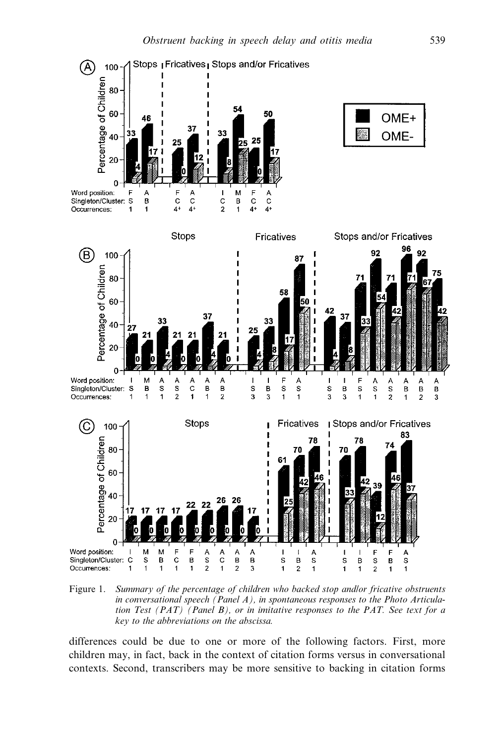Figure 1. *Summary of the percentage of children who backed stop and/or fricative obstruents in conversational speech (Panel A), in spontaneous responses to the Photo Articulation Test (PAT) (Panel B), or in imitative responses to the PAT. See text for a key to the abbreviations on the abscissa.*

differences could be due to one or more of the following factors. First, more children may, in fact, back in the context of citation forms versus in conversational contexts. Second, transcribers may be more sensitive to backing in citation forms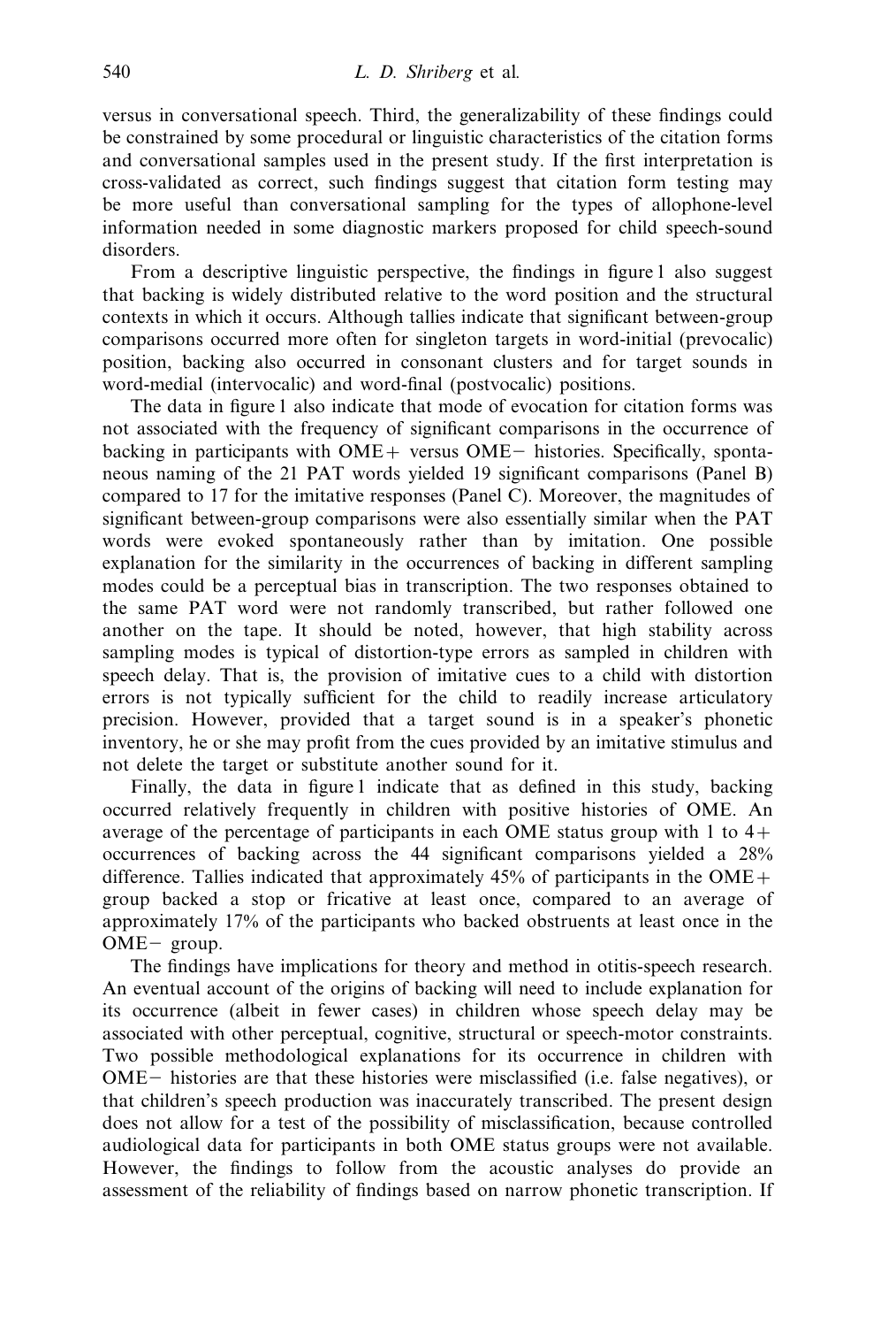versus in conversational speech. Third, the generalizability of these findings could be constrained by some procedural or linguistic characteristics of the citation forms and conversational samples used in the present study. If the first interpretation is cross-validated as correct, such findings suggest that citation form testing may be more useful than conversational sampling for the types of allophone-level information needed in some diagnostic markers proposed for child speech-sound disorders.

From a descriptive linguistic perspective, the findings in figure 1 also suggest that backing is widely distributed relative to the word position and the structural contexts in which it occurs. Although tallies indicate that significant between-group comparisons occurred more often for singleton targets in word-initial (prevocalic) position, backing also occurred in consonant clusters and for target sounds in word-medial (intervocalic) and word-final (postvocalic) positions.

The data in figure 1 also indicate that mode of evocation for citation forms was not associated with the frequency of significant comparisons in the occurrence of backing in participants with OME+ versus OME− histories. Specifically, spontaneous naming of the 21 PAT words yielded 19 significant comparisons (Panel B) compared to 17 for the imitative responses (Panel C). Moreover, the magnitudes of significant between-group comparisons were also essentially similar when the PAT words were evoked spontaneously rather than by imitation. One possible explanation for the similarity in the occurrences of backing in different sampling modes could be a perceptual bias in transcription. The two responses obtained to the same PAT word were not randomly transcribed, but rather followed one another on the tape. It should be noted, however, that high stability across sampling modes is typical of distortion-type errors as sampled in children with speech delay. That is, the provision of imitative cues to a child with distortion errors is not typically sufficient for the child to readily increase articulatory precision. However, provided that a target sound is in a speaker's phonetic inventory, he or she may profit from the cues provided by an imitative stimulus and not delete the target or substitute another sound for it.

Finally, the data in figure 1 indicate that as defined in this study, backing occurred relatively frequently in children with positive histories of OME. An average of the percentage of participants in each OME status group with 1 to 4+ occurrences of backing across the 44 significant comparisons yielded a 28% difference. Tallies indicated that approximately 45% of participants in the OME+ group backed a stop or fricative at least once, compared to an average of approximately 17% of the participants who backed obstruents at least once in the OME− group.

The findings have implications for theory and method in otitis-speech research. An eventual account of the origins of backing will need to include explanation for its occurrence (albeit in fewer cases) in children whose speech delay may be associated with other perceptual, cognitive, structural or speech-motor constraints. Two possible methodological explanations for its occurrence in children with OME− histories are that these histories were misclassified (i.e. false negatives), or that children's speech production was inaccurately transcribed. The present design does not allow for a test of the possibility of misclassification, because controlled audiological data for participants in both OME status groups were not available. However, the findings to follow from the acoustic analyses do provide an assessment of the reliability of findings based on narrow phonetic transcription. If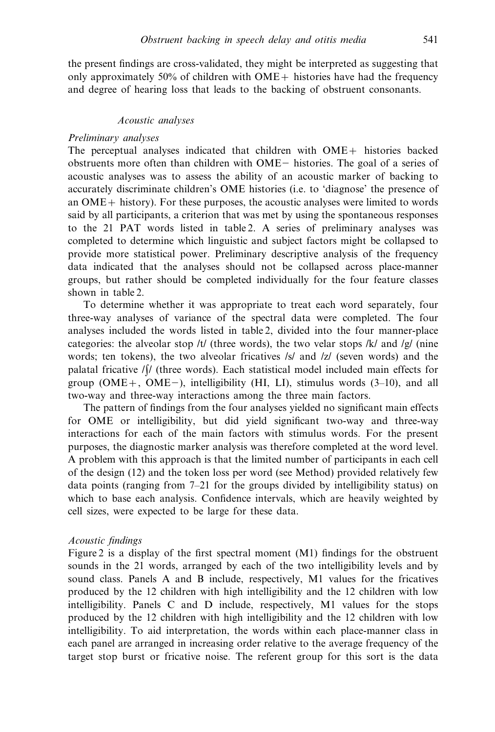the present findings are cross-validated, they might be interpreted as suggesting that only approximately 50% of children with OME+ histories have had the frequency and degree of hearing loss that leads to the backing of obstruent consonants.

### *Acoustic analyses*

*Preliminary analyses*

The perceptual analyses indicated that children with OME+ histories backed obstruents more often than children with OME− histories. The goal of a series of acoustic analyses was to assess the ability of an acoustic marker of backing to accurately discriminate children's OME histories (i.e. to 'diagnose' the presence of an OME+ history). For these purposes, the acoustic analyses were limited to words said by all participants, a criterion that was met by using the spontaneous responses to the 21 PAT words listed in table 2. A series of preliminary analyses was completed to determine which linguistic and subject factors might be collapsed to provide more statistical power. Preliminary descriptive analysis of the frequency data indicated that the analyses should not be collapsed across place-manner groups, but rather should be completed individually for the four feature classes shown in table 2.

To determine whether it was appropriate to treat each word separately, four three-way analyses of variance of the spectral data were completed. The four analyses included the words listed in table 2, divided into the four manner-place categories: the alveolar stop /t/ (three words), the two velar stops /k/ and /g/ (nine words; ten tokens), the two alveolar fricatives /s/ and /z/ (seven words) and the palatal fricative /ʃ/ (three words). Each statistical model included main effects for group (OME+, OME−), intelligibility (HI, LI), stimulus words (3–10), and all two-way and three-way interactions among the three main factors.

The pattern of findings from the four analyses yielded no significant main effects for OME or intelligibility, but did yield significant two-way and three-way interactions for each of the main factors with stimulus words. For the present purposes, the diagnostic marker analysis was therefore completed at the word level. A problem with this approach is that the limited number of participants in each cell of the design (12) and the token loss per word (see Method) provided relatively few data points (ranging from 7–21 for the groups divided by intelligibility status) on which to base each analysis. Confidence intervals, which are heavily weighted by cell sizes, were expected to be large for these data.

*Acoustic findings*

Figure 2 is a display of the first spectral moment (M1) findings for the obstruent sounds in the 21 words, arranged by each of the two intelligibility levels and by sound class. Panels A and B include, respectively, M1 values for the fricatives produced by the 12 children with high intelligibility and the 12 children with low intelligibility. Panels C and D include, respectively, M1 values for the stops produced by the 12 children with high intelligibility and the 12 children with low intelligibility. To aid interpretation, the words within each place-manner class in each panel are arranged in increasing order relative to the average frequency of the target stop burst or fricative noise. The referent group for this sort is the data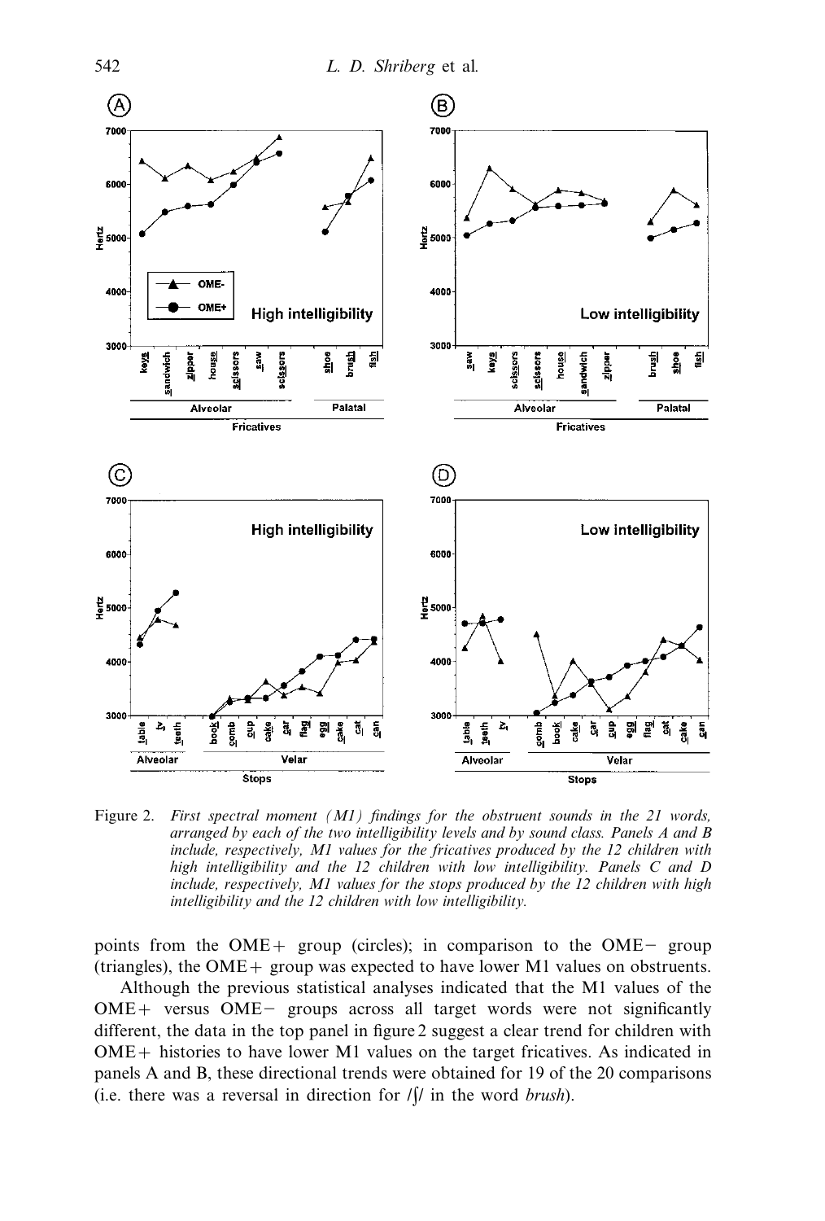Figure 2. *First spectral moment (M1) findings for the obstruent sounds in the 21 words, arranged by each of the two intelligibility levels and by sound class. Panels A and B include, respectively, M1 values for the fricatives produced by the 12 children with high intelligibility and the 12 children with low intelligibility. Panels C and D include, respectively, M1 values for the stops produced by the 12 children with high intelligibility and the 12 children with low intelligibility.*

points from the OME+ group (circles); in comparison to the OME− group (triangles), the OME+ group was expected to have lower M1 values on obstruents.

Although the previous statistical analyses indicated that the M1 values of the OME+ versus OME− groups across all target words were not significantly different, the data in the top panel in figure 2 suggest a clear trend for children with OME+ histories to have lower M1 values on the target fricatives. As indicated in panels A and B, these directional trends were obtained for 19 of the 20 comparisons (i.e. there was a reversal in direction for /ʃ/ in the word *brush*).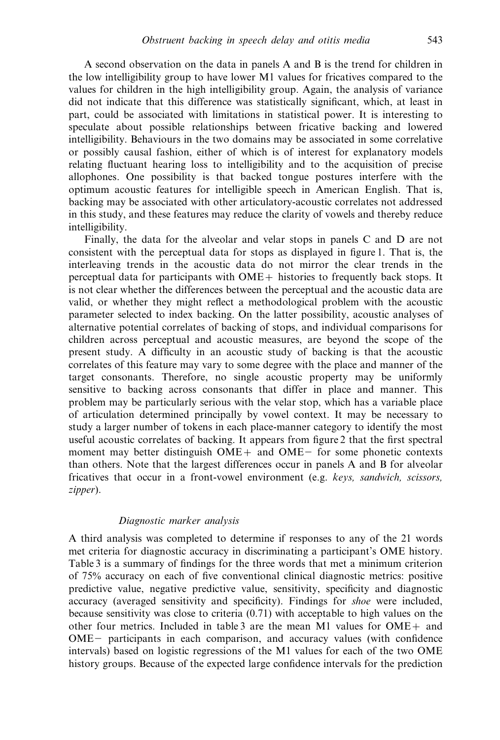A second observation on the data in panels A and B is the trend for children in the low intelligibility group to have lower M1 values for fricatives compared to the values for children in the high intelligibility group. Again, the analysis of variance did not indicate that this difference was statistically significant, which, at least in part, could be associated with limitations in statistical power. It is interesting to speculate about possible relationships between fricative backing and lowered intelligibility. Behaviours in the two domains may be associated in some correlative or possibly causal fashion, either of which is of interest for explanatory models relating fluctuant hearing loss to intelligibility and to the acquisition of precise allophones. One possibility is that backed tongue postures interfere with the optimum acoustic features for intelligible speech in American English. That is, backing may be associated with other articulatory-acoustic correlates not addressed in this study, and these features may reduce the clarity of vowels and thereby reduce intelligibility.

Finally, the data for the alveolar and velar stops in panels C and D are not consistent with the perceptual data for stops as displayed in figure 1. That is, the interleaving trends in the acoustic data do not mirror the clear trends in the perceptual data for participants with OME+ histories to frequently back stops. It is not clear whether the differences between the perceptual and the acoustic data are valid, or whether they might reflect a methodological problem with the acoustic parameter selected to index backing. On the latter possibility, acoustic analyses of alternative potential correlates of backing of stops, and individual comparisons for children across perceptual and acoustic measures, are beyond the scope of the present study. A difficulty in an acoustic study of backing is that the acoustic correlates of this feature may vary to some degree with the place and manner of the target consonants. Therefore, no single acoustic property may be uniformly sensitive to backing across consonants that differ in place and manner. This problem may be particularly serious with the velar stop, which has a variable place of articulation determined principally by vowel context. It may be necessary to study a larger number of tokens in each place-manner category to identify the most useful acoustic correlates of backing. It appears from figure 2 that the first spectral moment may better distinguish OME+ and OME− for some phonetic contexts than others. Note that the largest differences occur in panels A and B for alveolar fricatives that occur in a front-vowel environment (e.g. *keys, sandwich, scissors, zipper*).

### *Diagnostic marker analysis*

A third analysis was completed to determine if responses to any of the 21 words met criteria for diagnostic accuracy in discriminating a participant's OME history. Table 3 is a summary of findings for the three words that met a minimum criterion of 75% accuracy on each of five conventional clinical diagnostic metrics: positive predictive value, negative predictive value, sensitivity, specificity and diagnostic accuracy (averaged sensitivity and specificity). Findings for *shoe* were included, because sensitivity was close to criteria (0.71) with acceptable to high values on the other four metrics. Included in table 3 are the mean M1 values for OME+ and OME− participants in each comparison, and accuracy values (with confidence intervals) based on logistic regressions of the M1 values for each of the two OME history groups. Because of the expected large confidence intervals for the prediction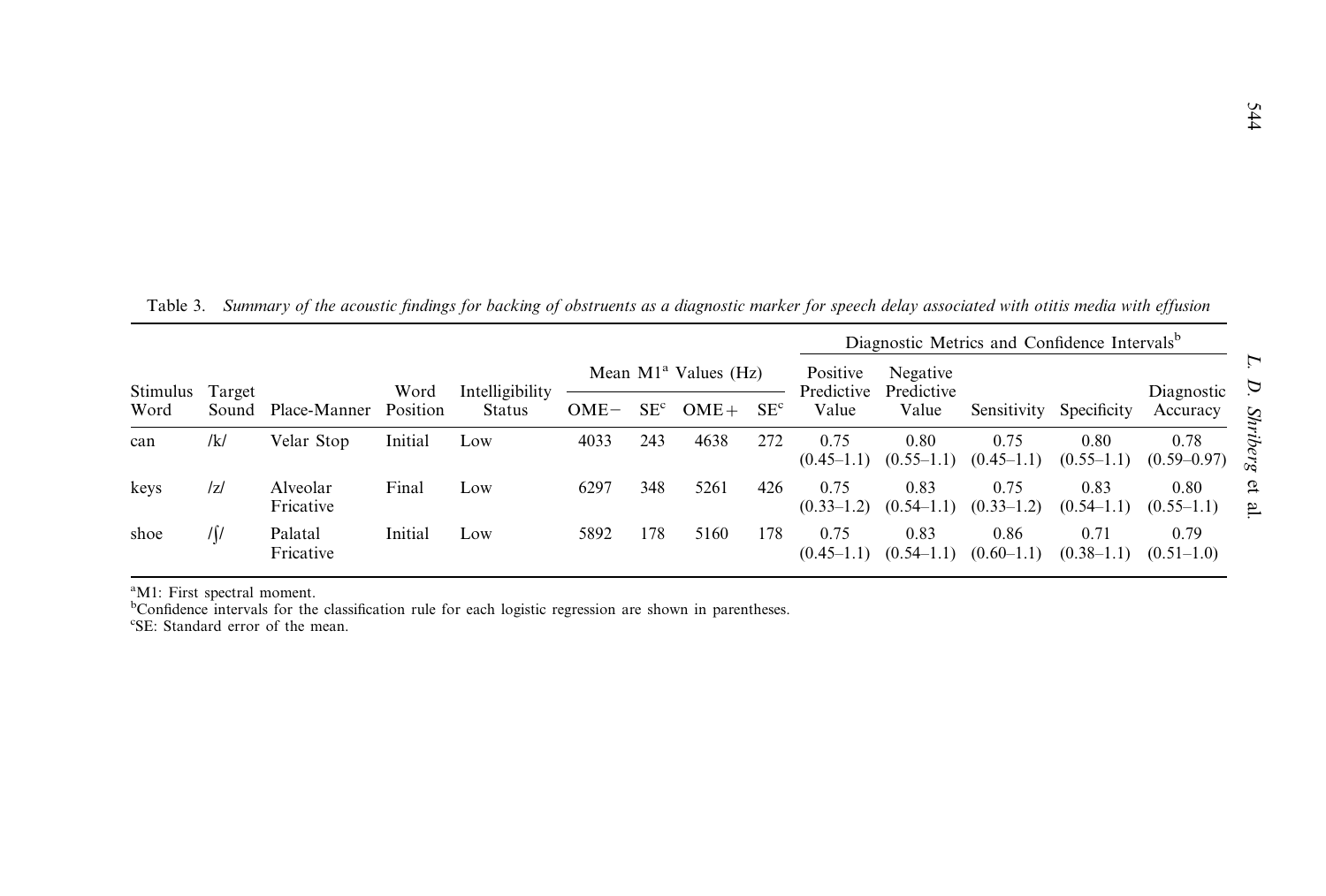Table 3. *Summary of the acoustic findings for backing of obstruents as a diagnostic marker for speech delay associated with otitis media with effusion*

| Stimulus Word | Target Sound | Place-Manner | Word Position | Intelligibility Status | Mean M1[a] Values (Hz) | | | | Diagnostic Metrics and Confidence Intervals[b] | | | | |
|---|---|---|---|---|---|---|---|---|---|---|---|---|---|
| | | | | | OME− | SE[c] | OME+ | SE[c] | Positive Predictive Value | Negative Predictive Value | Sensitivity | Specificity | Diagnostic Accuracy |
| can | /k/ | Velar Stop | Initial | Low | 4033 | 243 | 4638 | 272 | 0.75 (0.45–1.1) | 0.80 (0.55–1.1) | 0.75 (0.45–1.1) | 0.80 (0.55–1.1) | 0.78 (0.59–0.97) |
| keys | /z/ | Alveolar Fricative | Final | Low | 6297 | 348 | 5261 | 426 | 0.75 (0.33–1.2) | 0.83 (0.54–1.1) | 0.75 (0.33–1.2) | 0.83 (0.54–1.1) | 0.80 (0.55–1.1) |
| shoe | /ʃ/ | Palatal Fricative | Initial | Low | 5892 | 178 | 5160 | 178 | 0.75 (0.45–1.1) | 0.83 (0.54–1.1) | 0.86 (0.60–1.1) | 0.71 (0.38–1.1) | 0.79 (0.51–1.0) |

[a]M1: First spectral moment.
[b]Confidence intervals for the classification rule for each logistic regression are shown in parentheses.
[c]SE: Standard error of the mean.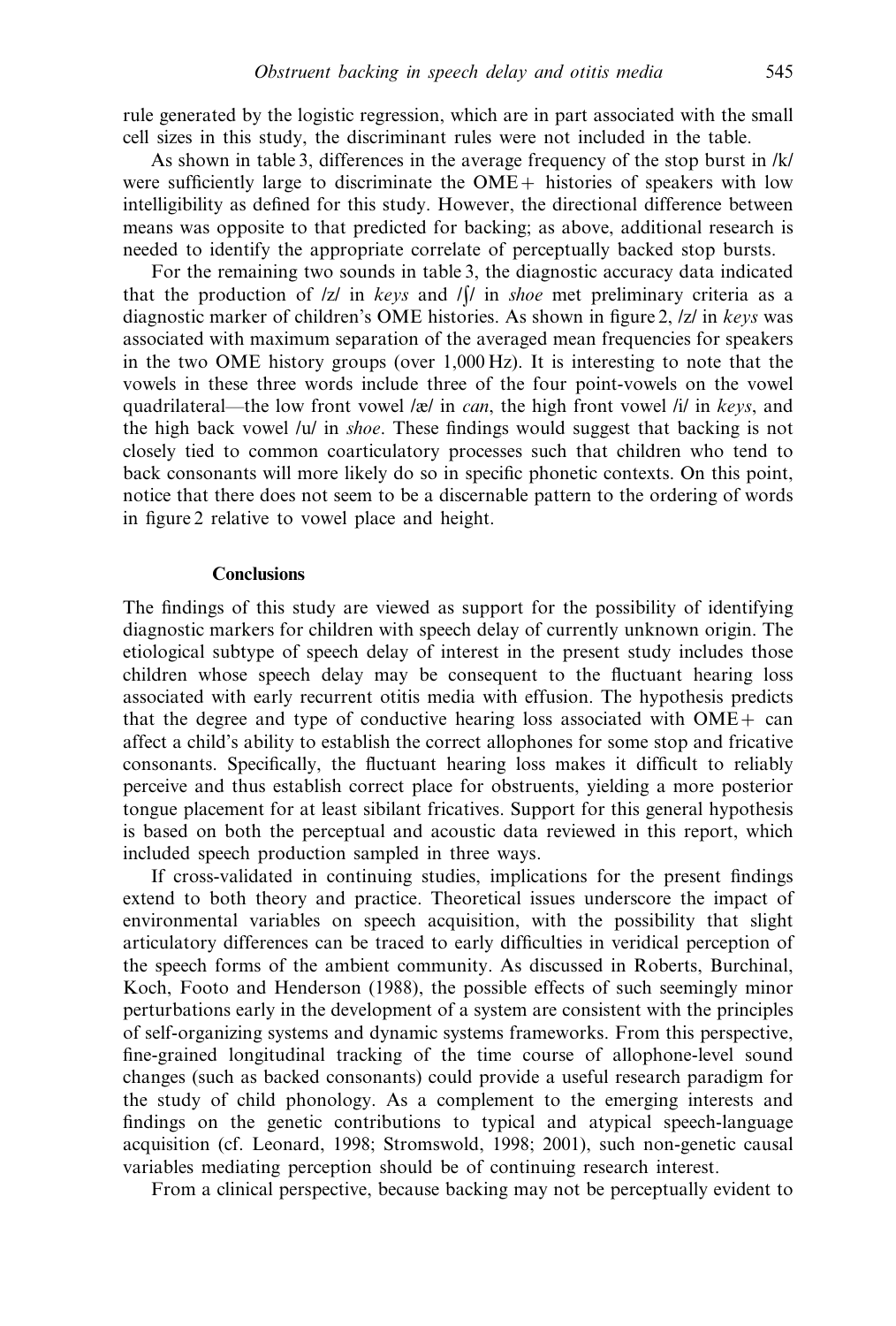rule generated by the logistic regression, which are in part associated with the small cell sizes in this study, the discriminant rules were not included in the table.

As shown in table 3, differences in the average frequency of the stop burst in /k/ were sufficiently large to discriminate the OME+ histories of speakers with low intelligibility as defined for this study. However, the directional difference between means was opposite to that predicted for backing; as above, additional research is needed to identify the appropriate correlate of perceptually backed stop bursts.

For the remaining two sounds in table 3, the diagnostic accuracy data indicated that the production of /z/ in *keys* and /ʃ/ in *shoe* met preliminary criteria as a diagnostic marker of children's OME histories. As shown in figure 2, /z/ in *keys* was associated with maximum separation of the averaged mean frequencies for speakers in the two OME history groups (over 1,000 Hz). It is interesting to note that the vowels in these three words include three of the four point-vowels on the vowel quadrilateral—the low front vowel /æ/ in *can*, the high front vowel /i/ in *keys*, and the high back vowel /u/ in *shoe*. These findings would suggest that backing is not closely tied to common coarticulatory processes such that children who tend to back consonants will more likely do so in specific phonetic contexts. On this point, notice that there does not seem to be a discernable pattern to the ordering of words in figure 2 relative to vowel place and height.

## Conclusions

The findings of this study are viewed as support for the possibility of identifying diagnostic markers for children with speech delay of currently unknown origin. The etiological subtype of speech delay of interest in the present study includes those children whose speech delay may be consequent to the fluctuant hearing loss associated with early recurrent otitis media with effusion. The hypothesis predicts that the degree and type of conductive hearing loss associated with OME+ can affect a child's ability to establish the correct allophones for some stop and fricative consonants. Specifically, the fluctuant hearing loss makes it difficult to reliably perceive and thus establish correct place for obstruents, yielding a more posterior tongue placement for at least sibilant fricatives. Support for this general hypothesis is based on both the perceptual and acoustic data reviewed in this report, which included speech production sampled in three ways.

If cross-validated in continuing studies, implications for the present findings extend to both theory and practice. Theoretical issues underscore the impact of environmental variables on speech acquisition, with the possibility that slight articulatory differences can be traced to early difficulties in veridical perception of the speech forms of the ambient community. As discussed in Roberts, Burchinal, Koch, Footo and Henderson (1988), the possible effects of such seemingly minor perturbations early in the development of a system are consistent with the principles of self-organizing systems and dynamic systems frameworks. From this perspective, fine-grained longitudinal tracking of the time course of allophone-level sound changes (such as backed consonants) could provide a useful research paradigm for the study of child phonology. As a complement to the emerging interests and findings on the genetic contributions to typical and atypical speech-language acquisition (cf. Leonard, 1998; Stromswold, 1998; 2001), such non-genetic causal variables mediating perception should be of continuing research interest.

From a clinical perspective, because backing may not be perceptually evident to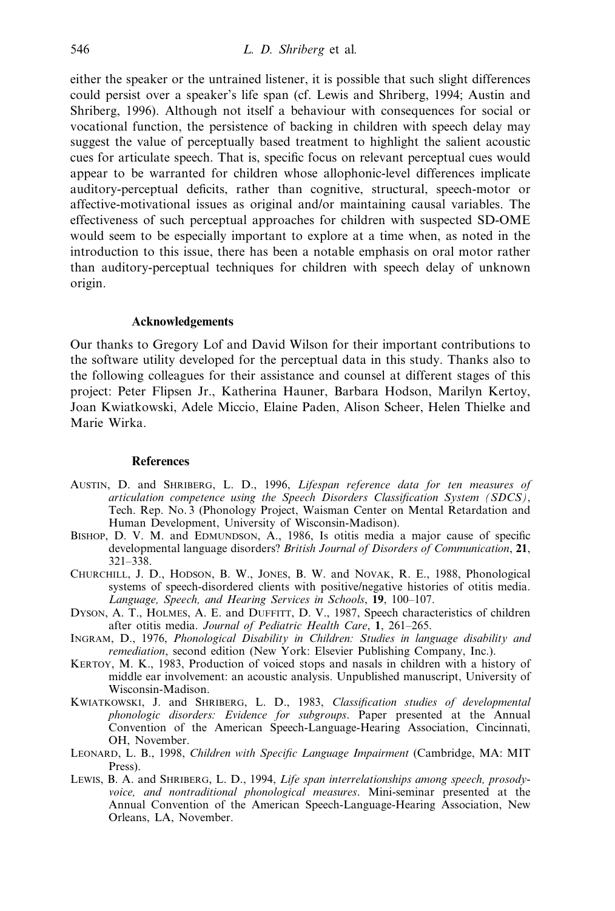either the speaker or the untrained listener, it is possible that such slight differences could persist over a speaker's life span (cf. Lewis and Shriberg, 1994; Austin and Shriberg, 1996). Although not itself a behaviour with consequences for social or vocational function, the persistence of backing in children with speech delay may suggest the value of perceptually based treatment to highlight the salient acoustic cues for articulate speech. That is, specific focus on relevant perceptual cues would appear to be warranted for children whose allophonic-level differences implicate auditory-perceptual deficits, rather than cognitive, structural, speech-motor or affective-motivational issues as original and/or maintaining causal variables. The effectiveness of such perceptual approaches for children with suspected SD-OME would seem to be especially important to explore at a time when, as noted in the introduction to this issue, there has been a notable emphasis on oral motor rather than auditory-perceptual techniques for children with speech delay of unknown origin.

## Acknowledgements

Our thanks to Gregory Lof and David Wilson for their important contributions to the software utility developed for the perceptual data in this study. Thanks also to the following colleagues for their assistance and counsel at different stages of this project: Peter Flipsen Jr., Katherina Hauner, Barbara Hodson, Marilyn Kertoy, Joan Kwiatkowski, Adele Miccio, Elaine Paden, Alison Scheer, Helen Thielke and Marie Wirka.

## References

Austin, D. and Shriberg, L. D., 1996, *Lifespan reference data for ten measures of articulation competence using the Speech Disorders Classification System (SDCS)*, Tech. Rep. No. 3 (Phonology Project, Waisman Center on Mental Retardation and Human Development, University of Wisconsin-Madison).

Bishop, D. V. M. and Edmundson, A., 1986, Is otitis media a major cause of specific developmental language disorders? *British Journal of Disorders of Communication*, **21**, 321–338.

Churchill, J. D., Hodson, B. W., Jones, B. W. and Novak, R. E., 1988, Phonological systems of speech-disordered clients with positive/negative histories of otitis media. *Language, Speech, and Hearing Services in Schools*, **19**, 100–107.

Dyson, A. T., Holmes, A. E. and Duffitt, D. V., 1987, Speech characteristics of children after otitis media. *Journal of Pediatric Health Care*, **1**, 261–265.

Ingram, D., 1976, *Phonological Disability in Children: Studies in language disability and remediation*, second edition (New York: Elsevier Publishing Company, Inc.).

Kertoy, M. K., 1983, Production of voiced stops and nasals in children with a history of middle ear involvement: an acoustic analysis. Unpublished manuscript, University of Wisconsin-Madison.

Kwiatkowski, J. and Shriberg, L. D., 1983, *Classification studies of developmental phonologic disorders: Evidence for subgroups*. Paper presented at the Annual Convention of the American Speech-Language-Hearing Association, Cincinnati, OH, November.

Leonard, L. B., 1998, *Children with Specific Language Impairment* (Cambridge, MA: MIT Press).

Lewis, B. A. and Shriberg, L. D., 1994, *Life span interrelationships among speech, prosody-voice, and nontraditional phonological measures*. Mini-seminar presented at the Annual Convention of the American Speech-Language-Hearing Association, New Orleans, LA, November.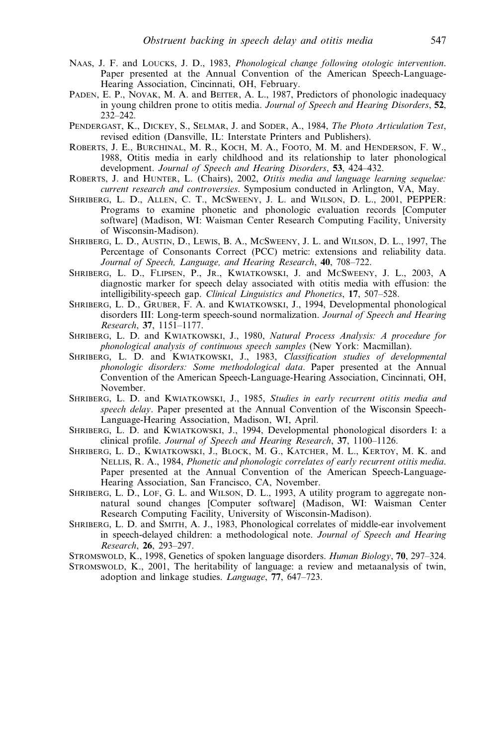Naas, J. F. and Loucks, J. D., 1983, *Phonological change following otologic intervention*. Paper presented at the Annual Convention of the American Speech-Language-Hearing Association, Cincinnati, OH, February.

Paden, E. P., Novak, M. A. and Beiter, A. L., 1987, Predictors of phonologic inadequacy in young children prone to otitis media. *Journal of Speech and Hearing Disorders*, **52**, 232–242.

Pendergast, K., Dickey, S., Selmar, J. and Soder, A., 1984, *The Photo Articulation Test*, revised edition (Dansville, IL: Interstate Printers and Publishers).

Roberts, J. E., Burchinal, M. R., Koch, M. A., Footo, M. M. and Henderson, F. W., 1988, Otitis media in early childhood and its relationship to later phonological development. *Journal of Speech and Hearing Disorders*, **53**, 424–432.

Roberts, J. and Hunter, L. (Chairs), 2002, *Otitis media and language learning sequelae: current research and controversies*. Symposium conducted in Arlington, VA, May.

Shriberg, L. D., Allen, C. T., McSweeny, J. L. and Wilson, D. L., 2001, PEPPER: Programs to examine phonetic and phonologic evaluation records [Computer software] (Madison, WI: Waisman Center Research Computing Facility, University of Wisconsin-Madison).

Shriberg, L. D., Austin, D., Lewis, B. A., McSweeny, J. L. and Wilson, D. L., 1997, The Percentage of Consonants Correct (PCC) metric: extensions and reliability data. *Journal of Speech, Language, and Hearing Research*, **40**, 708–722.

Shriberg, L. D., Flipsen, P., Jr., Kwiatkowski, J. and McSweeny, J. L., 2003, A diagnostic marker for speech delay associated with otitis media with effusion: the intelligibility-speech gap. *Clinical Linguistics and Phonetics*, **17**, 507–528.

Shriberg, L. D., Gruber, F. A. and Kwiatkowski, J., 1994, Developmental phonological disorders III: Long-term speech-sound normalization. *Journal of Speech and Hearing Research*, **37**, 1151–1177.

Shriberg, L. D. and Kwiatkowski, J., 1980, *Natural Process Analysis: A procedure for phonological analysis of continuous speech samples* (New York: Macmillan).

Shriberg, L. D. and Kwiatkowski, J., 1983, *Classification studies of developmental phonologic disorders: Some methodological data*. Paper presented at the Annual Convention of the American Speech-Language-Hearing Association, Cincinnati, OH, November.

Shriberg, L. D. and Kwiatkowski, J., 1985, *Studies in early recurrent otitis media and speech delay*. Paper presented at the Annual Convention of the Wisconsin Speech-Language-Hearing Association, Madison, WI, April.

Shriberg, L. D. and Kwiatkowski, J., 1994, Developmental phonological disorders I: a clinical profile. *Journal of Speech and Hearing Research*, **37**, 1100–1126.

Shriberg, L. D., Kwiatkowski, J., Block, M. G., Katcher, M. L., Kertoy, M. K. and Nellis, R. A., 1984, *Phonetic and phonologic correlates of early recurrent otitis media*. Paper presented at the Annual Convention of the American Speech-Language-Hearing Association, San Francisco, CA, November.

Shriberg, L. D., Lof, G. L. and Wilson, D. L., 1993, A utility program to aggregate non-natural sound changes [Computer software] (Madison, WI: Waisman Center Research Computing Facility, University of Wisconsin-Madison).

Shriberg, L. D. and Smith, A. J., 1983, Phonological correlates of middle-ear involvement in speech-delayed children: a methodological note. *Journal of Speech and Hearing Research*, **26**, 293–297.

Stromswold, K., 1998, Genetics of spoken language disorders. *Human Biology*, **70**, 297–324.

Stromswold, K., 2001, The heritability of language: a review and metaanalysis of twin, adoption and linkage studies. *Language*, **77**, 647–723.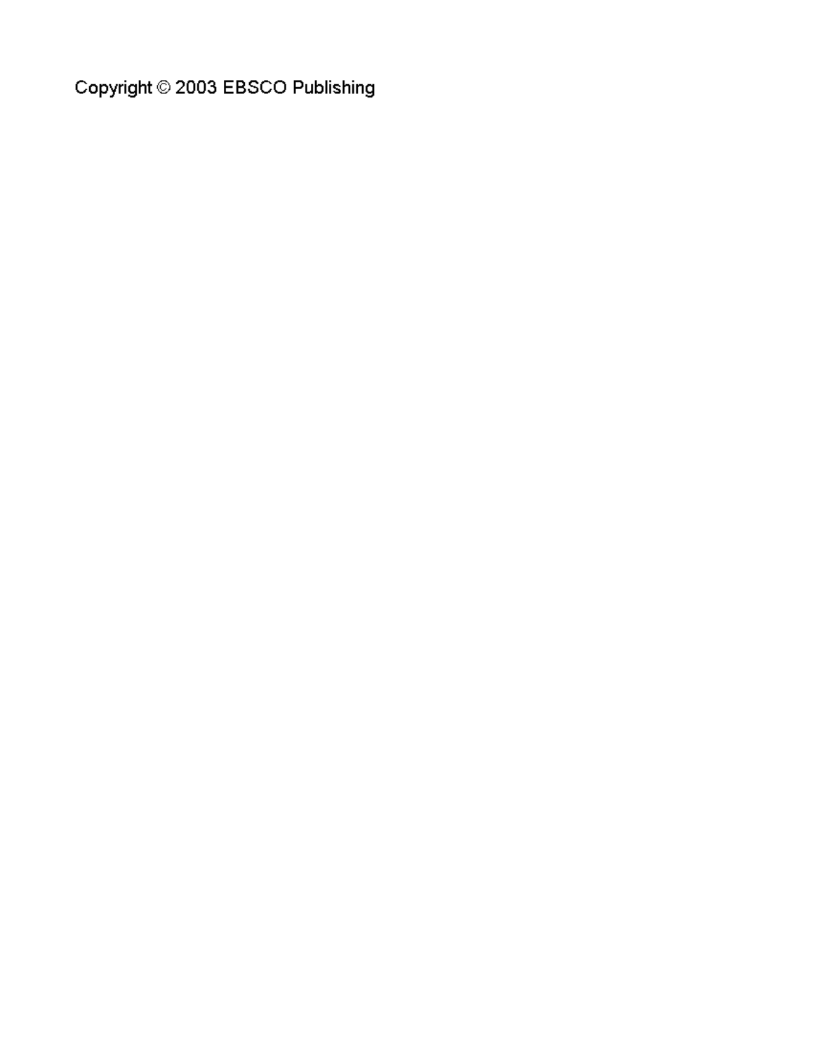Copyright © 2003 EBSCO Publishing